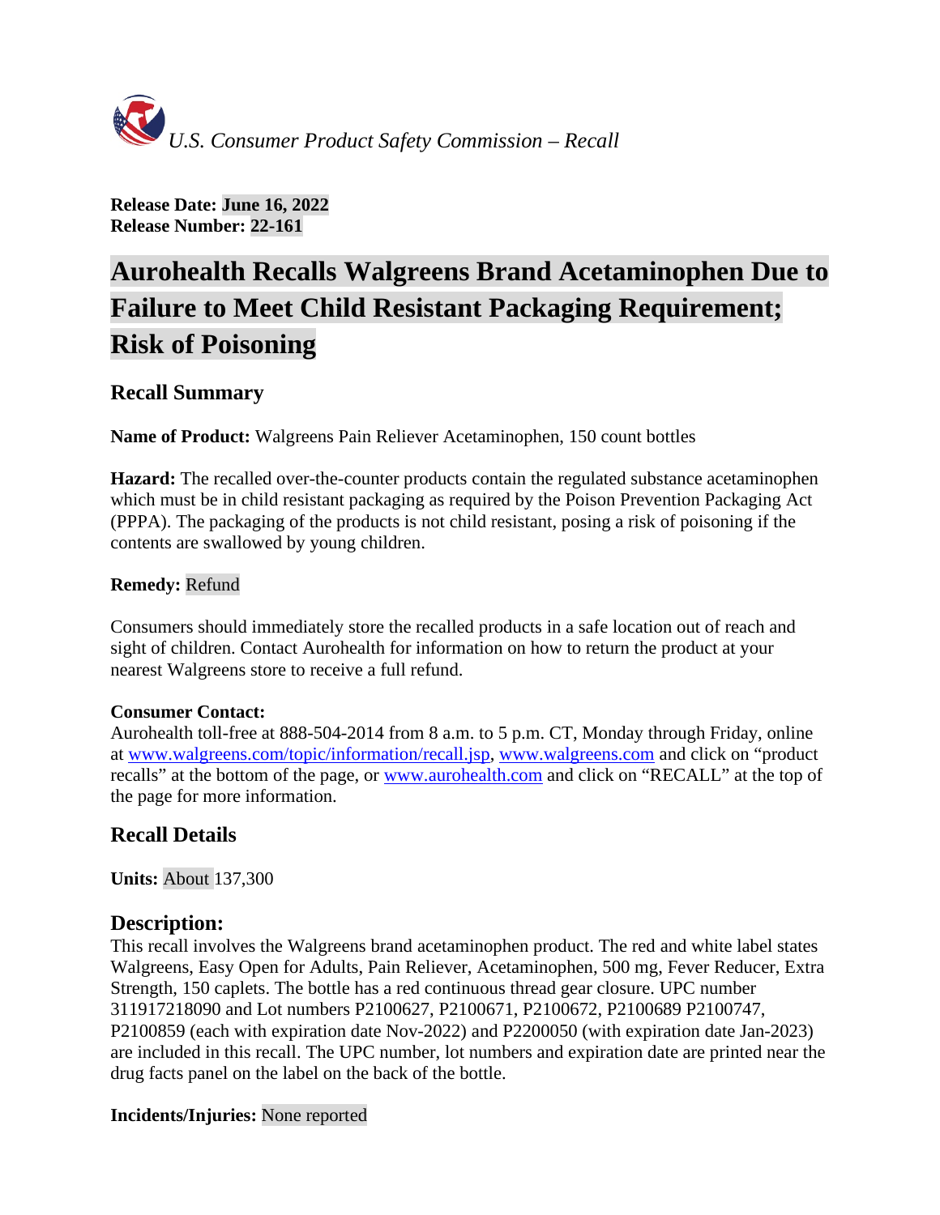*U.S. Consumer Product Safety Commission – Recall*

**Release Date:** **June 16, 2022**
**Release Number:** **22-161**

# Aurohealth Recalls Walgreens Brand Acetaminophen Due to Failure to Meet Child Resistant Packaging Requirement; Risk of Poisoning

## Recall Summary

**Name of Product:** Walgreens Pain Reliever Acetaminophen, 150 count bottles

**Hazard:** The recalled over-the-counter products contain the regulated substance acetaminophen which must be in child resistant packaging as required by the Poison Prevention Packaging Act (PPPA). The packaging of the products is not child resistant, posing a risk of poisoning if the contents are swallowed by young children.

**Remedy:** Refund

Consumers should immediately store the recalled products in a safe location out of reach and sight of children. Contact Aurohealth for information on how to return the product at your nearest Walgreens store to receive a full refund.

**Consumer Contact:**
Aurohealth toll-free at 888-504-2014 from 8 a.m. to 5 p.m. CT, Monday through Friday, online at [www.walgreens.com/topic/information/recall.jsp](www.walgreens.com/topic/information/recall.jsp), [www.walgreens.com](www.walgreens.com) and click on “product recalls” at the bottom of the page, or [www.aurohealth.com](www.aurohealth.com) and click on “RECALL” at the top of the page for more information.

## Recall Details

**Units:** About 137,300

## Description:

This recall involves the Walgreens brand acetaminophen product. The red and white label states Walgreens, Easy Open for Adults, Pain Reliever, Acetaminophen, 500 mg, Fever Reducer, Extra Strength, 150 caplets. The bottle has a red continuous thread gear closure. UPC number 311917218090 and Lot numbers P2100627, P2100671, P2100672, P2100689 P2100747, P2100859 (each with expiration date Nov-2022) and P2200050 (with expiration date Jan-2023) are included in this recall. The UPC number, lot numbers and expiration date are printed near the drug facts panel on the label on the back of the bottle.

**Incidents/Injuries:** None reported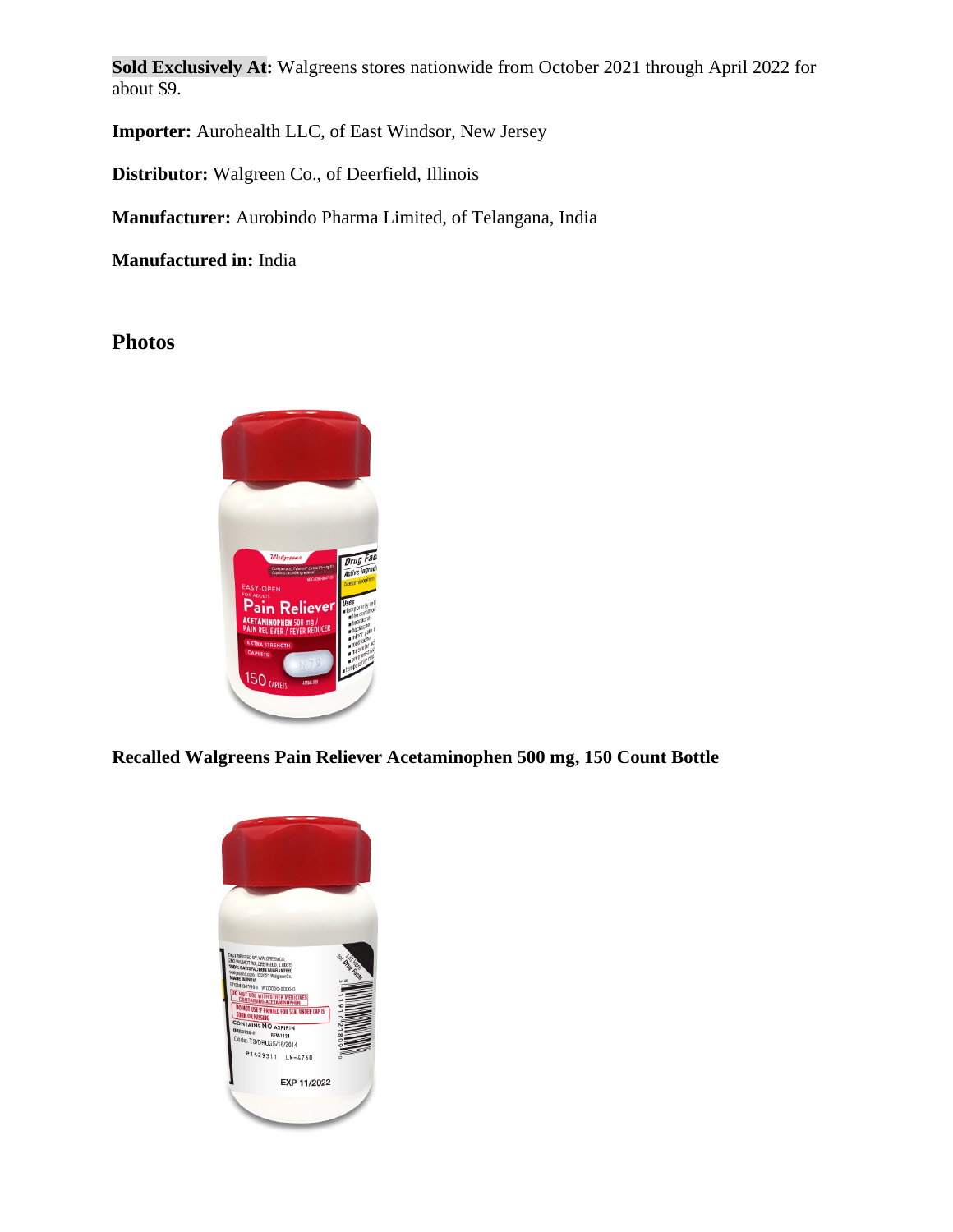**Sold Exclusively At:** Walgreens stores nationwide from October 2021 through April 2022 for about $9.

**Importer:** Aurohealth LLC, of East Windsor, New Jersey

**Distributor:** Walgreen Co., of Deerfield, Illinois

**Manufacturer:** Aurobindo Pharma Limited, of Telangana, India

**Manufactured in:** India

## Photos

**Recalled Walgreens Pain Reliever Acetaminophen 500 mg, 150 Count Bottle**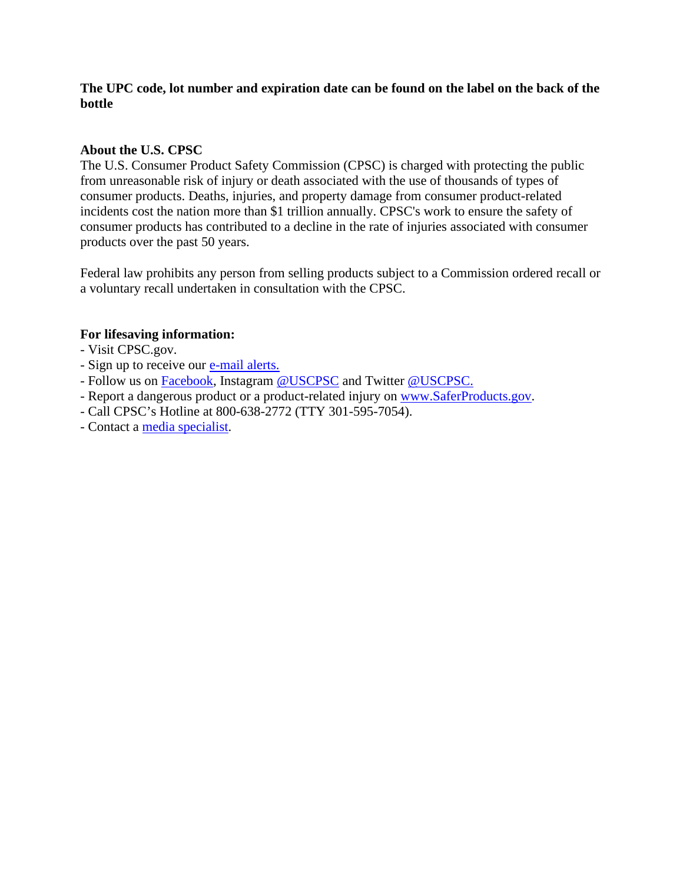**The UPC code, lot number and expiration date can be found on the label on the back of the bottle**

**About the U.S. CPSC**

The U.S. Consumer Product Safety Commission (CPSC) is charged with protecting the public from unreasonable risk of injury or death associated with the use of thousands of types of consumer products. Deaths, injuries, and property damage from consumer product-related incidents cost the nation more than $1 trillion annually. CPSC's work to ensure the safety of consumer products has contributed to a decline in the rate of injuries associated with consumer products over the past 50 years.

Federal law prohibits any person from selling products subject to a Commission ordered recall or a voluntary recall undertaken in consultation with the CPSC.

**For lifesaving information:**

- Visit CPSC.gov.
- Sign up to receive our e-mail alerts.
- Follow us on Facebook, Instagram @USCPSC and Twitter @USCPSC.
- Report a dangerous product or a product-related injury on www.SaferProducts.gov.
- Call CPSC's Hotline at 800-638-2772 (TTY 301-595-7054).
- Contact a media specialist.